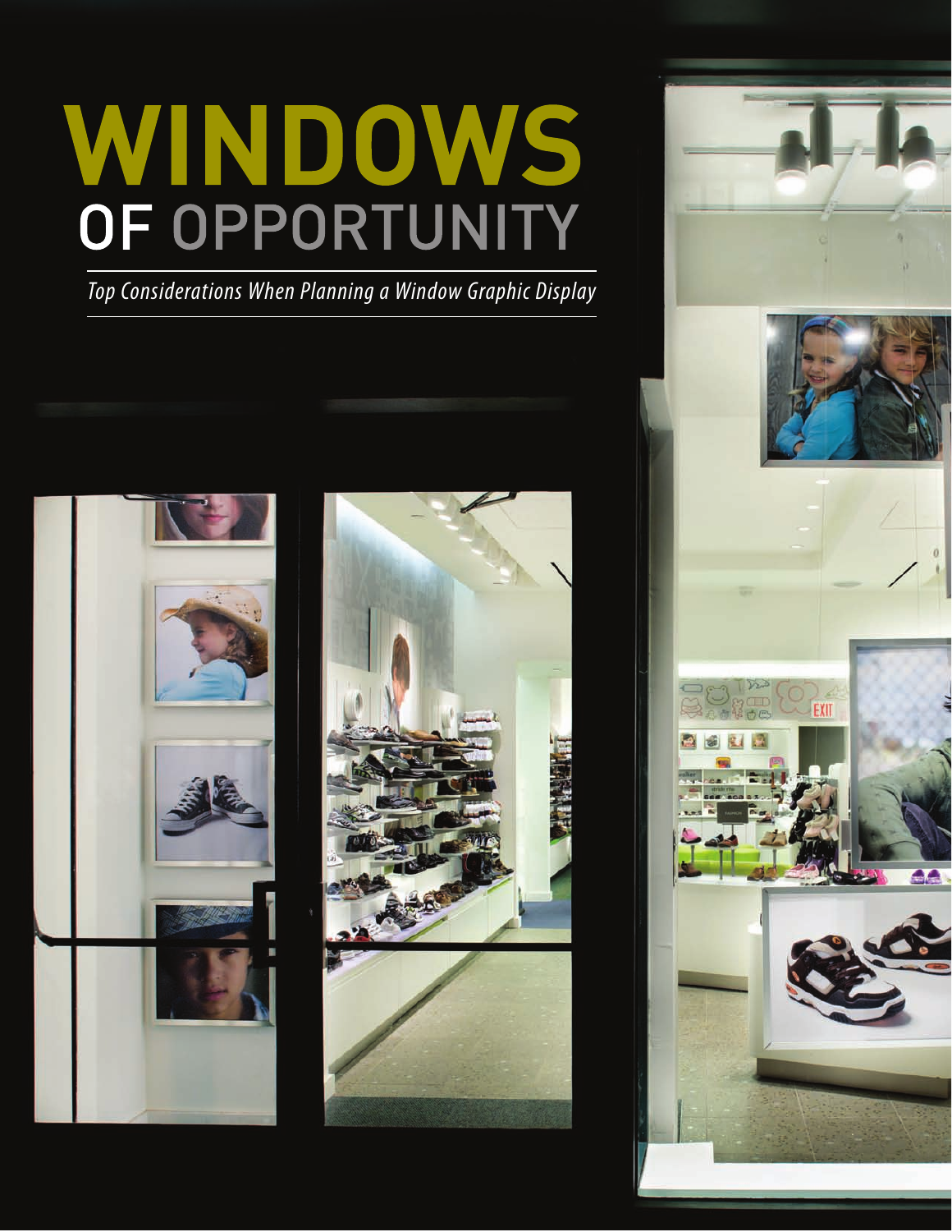# WINDOWS OF OPPORTUNITY

*Top Considerations When Planning a Window Graphic Display*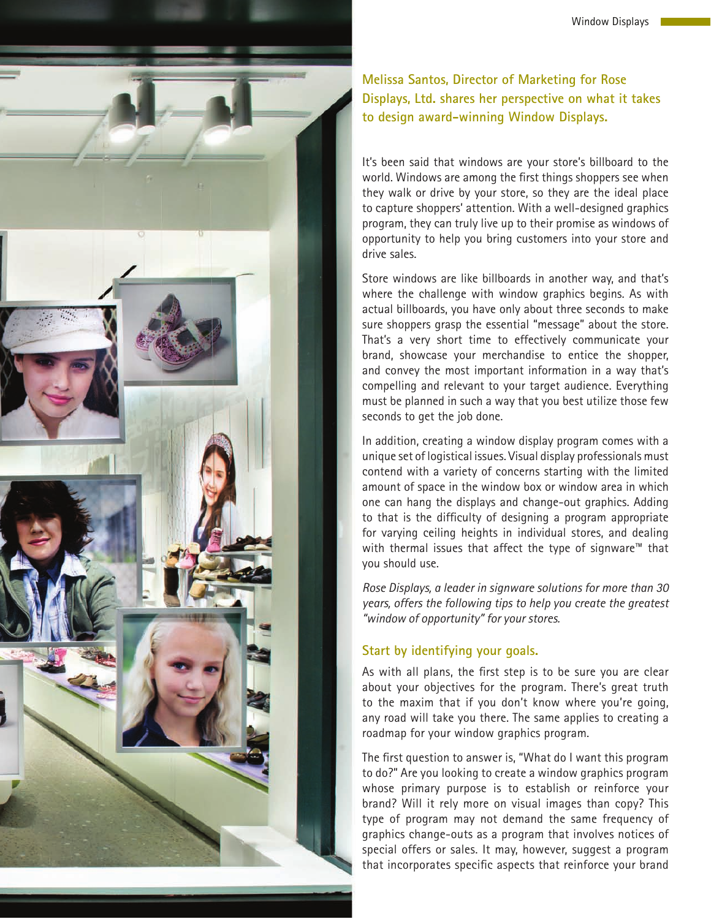**Melissa Santos, Director of Marketing for Rose Displays, Ltd. shares her perspective on what it takes to design award-winning Window Displays.**

It's been said that windows are your store's billboard to the world. Windows are among the first things shoppers see when they walk or drive by your store, so they are the ideal place to capture shoppers' attention. With a well-designed graphics program, they can truly live up to their promise as windows of opportunity to help you bring customers into your store and drive sales.

Store windows are like billboards in another way, and that's where the challenge with window graphics begins. As with actual billboards, you have only about three seconds to make sure shoppers grasp the essential "message" about the store. That's a very short time to effectively communicate your brand, showcase your merchandise to entice the shopper, and convey the most important information in a way that's compelling and relevant to your target audience. Everything must be planned in such a way that you best utilize those few seconds to get the job done.

In addition, creating a window display program comes with a unique set of logistical issues. Visual display professionals must contend with a variety of concerns starting with the limited amount of space in the window box or window area in which one can hang the displays and change-out graphics. Adding to that is the difficulty of designing a program appropriate for varying ceiling heights in individual stores, and dealing with thermal issues that affect the type of signware™ that you should use.

*Rose Displays, a leader in signware solutions for more than 30 years, offers the following tips to help you create the greatest "window of opportunity" for your stores.*

## Start by identifying your goals.

As with all plans, the first step is to be sure you are clear about your objectives for the program. There's great truth to the maxim that if you don't know where you're going, any road will take you there. The same applies to creating a roadmap for your window graphics program.

The first question to answer is, "What do I want this program to do?" Are you looking to create a window graphics program whose primary purpose is to establish or reinforce your brand? Will it rely more on visual images than copy? This type of program may not demand the same frequency of graphics change-outs as a program that involves notices of special offers or sales. It may, however, suggest a program that incorporates specific aspects that reinforce your brand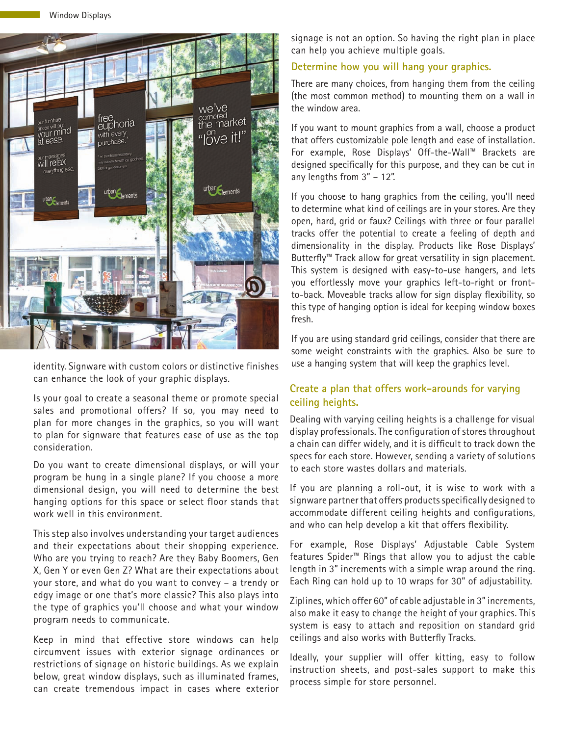identity. Signware with custom colors or distinctive finishes can enhance the look of your graphic displays.

Is your goal to create a seasonal theme or promote special sales and promotional offers? If so, you may need to plan for more changes in the graphics, so you will want to plan for signware that features ease of use as the top consideration.

Do you want to create dimensional displays, or will your program be hung in a single plane? If you choose a more dimensional design, you will need to determine the best hanging options for this space or select floor stands that work well in this environment.

This step also involves understanding your target audiences and their expectations about their shopping experience. Who are you trying to reach? Are they Baby Boomers, Gen X, Gen Y or even Gen Z? What are their expectations about your store, and what do you want to convey – a trendy or edgy image or one that's more classic? This also plays into the type of graphics you'll choose and what your window program needs to communicate.

Keep in mind that effective store windows can help circumvent issues with exterior signage ordinances or restrictions of signage on historic buildings. As we explain below, great window displays, such as illuminated frames, can create tremendous impact in cases where exterior signage is not an option. So having the right plan in place can help you achieve multiple goals.

### Determine how you will hang your graphics.

There are many choices, from hanging them from the ceiling (the most common method) to mounting them on a wall in the window area.

If you want to mount graphics from a wall, choose a product that offers customizable pole length and ease of installation. For example, Rose Displays' Off-the-Wall™ Brackets are designed specifically for this purpose, and they can be cut in any lengths from 3" – 12".

If you choose to hang graphics from the ceiling, you'll need to determine what kind of ceilings are in your stores. Are they open, hard, grid or faux? Ceilings with three or four parallel tracks offer the potential to create a feeling of depth and dimensionality in the display. Products like Rose Displays' Butterfly™ Track allow for great versatility in sign placement. This system is designed with easy-to-use hangers, and lets you effortlessly move your graphics left-to-right or front-to-back. Moveable tracks allow for sign display flexibility, so this type of hanging option is ideal for keeping window boxes fresh.

If you are using standard grid ceilings, consider that there are some weight constraints with the graphics. Also be sure to use a hanging system that will keep the graphics level.

### Create a plan that offers work-arounds for varying ceiling heights.

Dealing with varying ceiling heights is a challenge for visual display professionals. The configuration of stores throughout a chain can differ widely, and it is difficult to track down the specs for each store. However, sending a variety of solutions to each store wastes dollars and materials.

If you are planning a roll-out, it is wise to work with a signware partner that offers products specifically designed to accommodate different ceiling heights and configurations, and who can help develop a kit that offers flexibility.

For example, Rose Displays' Adjustable Cable System features Spider™ Rings that allow you to adjust the cable length in 3" increments with a simple wrap around the ring. Each Ring can hold up to 10 wraps for 30" of adjustability.

Ziplines, which offer 60" of cable adjustable in 3" increments, also make it easy to change the height of your graphics. This system is easy to attach and reposition on standard grid ceilings and also works with Butterfly Tracks.

Ideally, your supplier will offer kitting, easy to follow instruction sheets, and post-sales support to make this process simple for store personnel.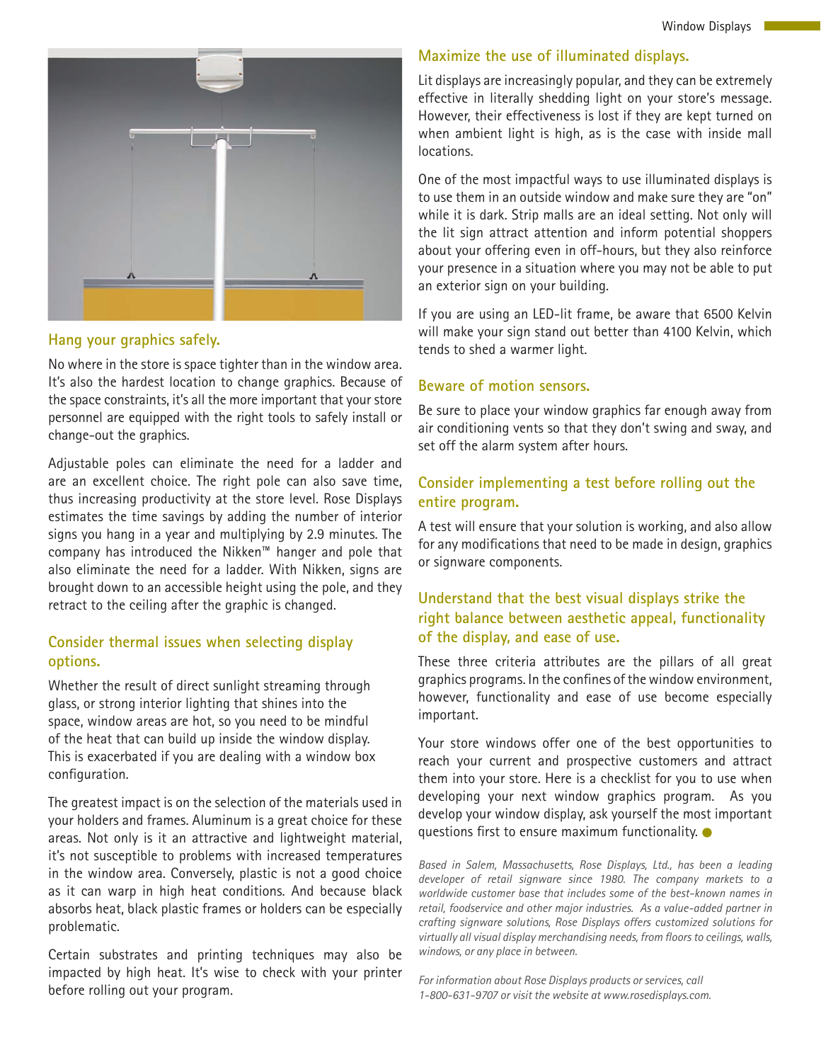## Hang your graphics safely.

No where in the store is space tighter than in the window area. It's also the hardest location to change graphics. Because of the space constraints, it's all the more important that your store personnel are equipped with the right tools to safely install or change-out the graphics.

Adjustable poles can eliminate the need for a ladder and are an excellent choice. The right pole can also save time, thus increasing productivity at the store level. Rose Displays estimates the time savings by adding the number of interior signs you hang in a year and multiplying by 2.9 minutes. The company has introduced the Nikken™ hanger and pole that also eliminate the need for a ladder. With Nikken, signs are brought down to an accessible height using the pole, and they retract to the ceiling after the graphic is changed.

## Consider thermal issues when selecting display options.

Whether the result of direct sunlight streaming through glass, or strong interior lighting that shines into the space, window areas are hot, so you need to be mindful of the heat that can build up inside the window display. This is exacerbated if you are dealing with a window box configuration.

The greatest impact is on the selection of the materials used in your holders and frames. Aluminum is a great choice for these areas. Not only is it an attractive and lightweight material, it's not susceptible to problems with increased temperatures in the window area. Conversely, plastic is not a good choice as it can warp in high heat conditions. And because black absorbs heat, black plastic frames or holders can be especially problematic.

Certain substrates and printing techniques may also be impacted by high heat. It's wise to check with your printer before rolling out your program.

## Maximize the use of illuminated displays.

Lit displays are increasingly popular, and they can be extremely effective in literally shedding light on your store's message. However, their effectiveness is lost if they are kept turned on when ambient light is high, as is the case with inside mall locations.

One of the most impactful ways to use illuminated displays is to use them in an outside window and make sure they are "on" while it is dark. Strip malls are an ideal setting. Not only will the lit sign attract attention and inform potential shoppers about your offering even in off-hours, but they also reinforce your presence in a situation where you may not be able to put an exterior sign on your building.

If you are using an LED-lit frame, be aware that 6500 Kelvin will make your sign stand out better than 4100 Kelvin, which tends to shed a warmer light.

## Beware of motion sensors.

Be sure to place your window graphics far enough away from air conditioning vents so that they don't swing and sway, and set off the alarm system after hours.

## Consider implementing a test before rolling out the entire program.

A test will ensure that your solution is working, and also allow for any modifications that need to be made in design, graphics or signware components.

## Understand that the best visual displays strike the right balance between aesthetic appeal, functionality of the display, and ease of use.

These three criteria attributes are the pillars of all great graphics programs. In the confines of the window environment, however, functionality and ease of use become especially important.

Your store windows offer one of the best opportunities to reach your current and prospective customers and attract them into your store. Here is a checklist for you to use when developing your next window graphics program. As you develop your window display, ask yourself the most important questions first to ensure maximum functionality. ●

*Based in Salem, Massachusetts, Rose Displays, Ltd., has been a leading developer of retail signware since 1980. The company markets to a worldwide customer base that includes some of the best-known names in retail, foodservice and other major industries. As a value-added partner in crafting signware solutions, Rose Displays offers customized solutions for virtually all visual display merchandising needs, from floors to ceilings, walls, windows, or any place in between.*

*For information about Rose Displays products or services, call 1-800-631-9707 or visit the website at www.rosedisplays.com.*